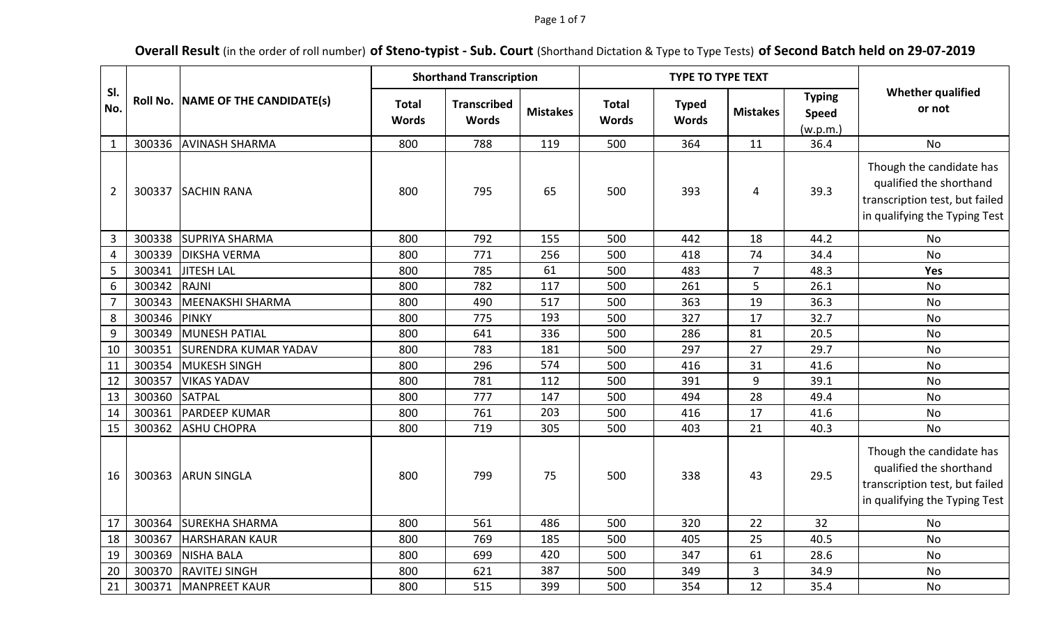**Overall Result** (in the order of roll number) **of Steno-typist - Sub. Court** (Shorthand Dictation & Type to Type Tests) **of Second Batch held on 29-07-2019**

| Sl. No. | Roll No. | NAME OF THE CANDIDATE(s) | Shorthand Transcription | | | TYPE TO TYPE TEXT | | | | Whether qualified or not |
|---|---|---|---|---|---|---|---|---|---|---|
| | | | Total Words | Transcribed Words | Mistakes | Total Words | Typed Words | Mistakes | Typing Speed (w.p.m.) | |
| 1 | 300336 | AVINASH SHARMA | 800 | 788 | 119 | 500 | 364 | 11 | 36.4 | No |
| 2 | 300337 | SACHIN RANA | 800 | 795 | 65 | 500 | 393 | 4 | 39.3 | Though the candidate has qualified the shorthand transcription test, but failed in qualifying the Typing Test |
| 3 | 300338 | SUPRIYA SHARMA | 800 | 792 | 155 | 500 | 442 | 18 | 44.2 | No |
| 4 | 300339 | DIKSHA VERMA | 800 | 771 | 256 | 500 | 418 | 74 | 34.4 | No |
| 5 | 300341 | JITESH LAL | 800 | 785 | 61 | 500 | 483 | 7 | 48.3 | **Yes** |
| 6 | 300342 | RAJNI | 800 | 782 | 117 | 500 | 261 | 5 | 26.1 | No |
| 7 | 300343 | MEENAKSHI SHARMA | 800 | 490 | 517 | 500 | 363 | 19 | 36.3 | No |
| 8 | 300346 | PINKY | 800 | 775 | 193 | 500 | 327 | 17 | 32.7 | No |
| 9 | 300349 | MUNESH PATIAL | 800 | 641 | 336 | 500 | 286 | 81 | 20.5 | No |
| 10 | 300351 | SURENDRA KUMAR YADAV | 800 | 783 | 181 | 500 | 297 | 27 | 29.7 | No |
| 11 | 300354 | MUKESH SINGH | 800 | 296 | 574 | 500 | 416 | 31 | 41.6 | No |
| 12 | 300357 | VIKAS YADAV | 800 | 781 | 112 | 500 | 391 | 9 | 39.1 | No |
| 13 | 300360 | SATPAL | 800 | 777 | 147 | 500 | 494 | 28 | 49.4 | No |
| 14 | 300361 | PARDEEP KUMAR | 800 | 761 | 203 | 500 | 416 | 17 | 41.6 | No |
| 15 | 300362 | ASHU CHOPRA | 800 | 719 | 305 | 500 | 403 | 21 | 40.3 | No |
| 16 | 300363 | ARUN SINGLA | 800 | 799 | 75 | 500 | 338 | 43 | 29.5 | Though the candidate has qualified the shorthand transcription test, but failed in qualifying the Typing Test |
| 17 | 300364 | SUREKHA SHARMA | 800 | 561 | 486 | 500 | 320 | 22 | 32 | No |
| 18 | 300367 | HARSHARAN KAUR | 800 | 769 | 185 | 500 | 405 | 25 | 40.5 | No |
| 19 | 300369 | NISHA BALA | 800 | 699 | 420 | 500 | 347 | 61 | 28.6 | No |
| 20 | 300370 | RAVITEJ SINGH | 800 | 621 | 387 | 500 | 349 | 3 | 34.9 | No |
| 21 | 300371 | MANPREET KAUR | 800 | 515 | 399 | 500 | 354 | 12 | 35.4 | No |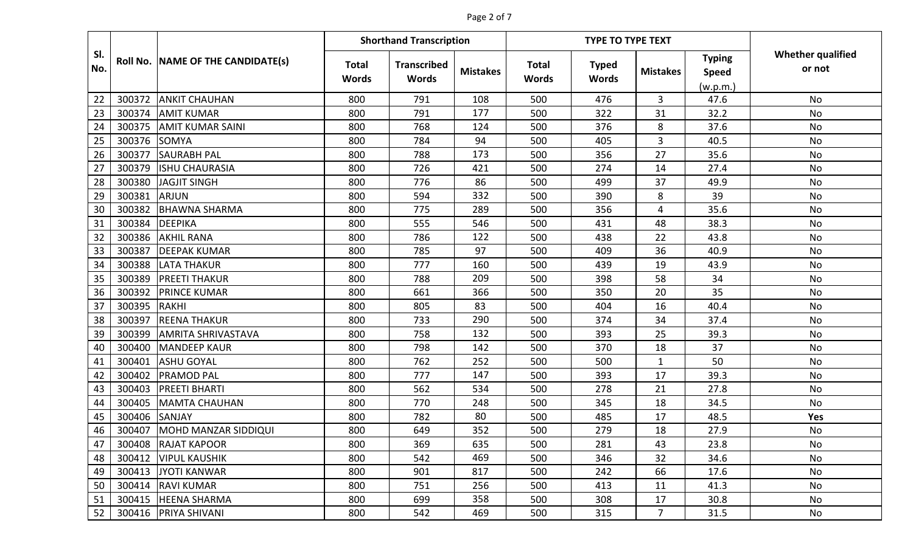| Sl. No. | Roll No. | NAME OF THE CANDIDATE(s) | Shorthand Transcription | | | TYPE TO TYPE TEXT | | | | Whether qualified or not |
|---|---|---|---|---|---|---|---|---|---|---|
| | | | Total Words | Transcribed Words | Mistakes | Total Words | Typed Words | Mistakes | Typing Speed (w.p.m.) | |
| 22 | 300372 | ANKIT CHAUHAN | 800 | 791 | 108 | 500 | 476 | 3 | 47.6 | No |
| 23 | 300374 | AMIT KUMAR | 800 | 791 | 177 | 500 | 322 | 31 | 32.2 | No |
| 24 | 300375 | AMIT KUMAR SAINI | 800 | 768 | 124 | 500 | 376 | 8 | 37.6 | No |
| 25 | 300376 | SOMYA | 800 | 784 | 94 | 500 | 405 | 3 | 40.5 | No |
| 26 | 300377 | SAURABH PAL | 800 | 788 | 173 | 500 | 356 | 27 | 35.6 | No |
| 27 | 300379 | ISHU CHAURASIA | 800 | 726 | 421 | 500 | 274 | 14 | 27.4 | No |
| 28 | 300380 | JAGJIT SINGH | 800 | 776 | 86 | 500 | 499 | 37 | 49.9 | No |
| 29 | 300381 | ARJUN | 800 | 594 | 332 | 500 | 390 | 8 | 39 | No |
| 30 | 300382 | BHAWNA SHARMA | 800 | 775 | 289 | 500 | 356 | 4 | 35.6 | No |
| 31 | 300384 | DEEPIKA | 800 | 555 | 546 | 500 | 431 | 48 | 38.3 | No |
| 32 | 300386 | AKHIL RANA | 800 | 786 | 122 | 500 | 438 | 22 | 43.8 | No |
| 33 | 300387 | DEEPAK KUMAR | 800 | 785 | 97 | 500 | 409 | 36 | 40.9 | No |
| 34 | 300388 | LATA THAKUR | 800 | 777 | 160 | 500 | 439 | 19 | 43.9 | No |
| 35 | 300389 | PREETI THAKUR | 800 | 788 | 209 | 500 | 398 | 58 | 34 | No |
| 36 | 300392 | PRINCE KUMAR | 800 | 661 | 366 | 500 | 350 | 20 | 35 | No |
| 37 | 300395 | RAKHI | 800 | 805 | 83 | 500 | 404 | 16 | 40.4 | No |
| 38 | 300397 | REENA THAKUR | 800 | 733 | 290 | 500 | 374 | 34 | 37.4 | No |
| 39 | 300399 | AMRITA SHRIVASTAVA | 800 | 758 | 132 | 500 | 393 | 25 | 39.3 | No |
| 40 | 300400 | MANDEEP KAUR | 800 | 798 | 142 | 500 | 370 | 18 | 37 | No |
| 41 | 300401 | ASHU GOYAL | 800 | 762 | 252 | 500 | 500 | 1 | 50 | No |
| 42 | 300402 | PRAMOD PAL | 800 | 777 | 147 | 500 | 393 | 17 | 39.3 | No |
| 43 | 300403 | PREETI BHARTI | 800 | 562 | 534 | 500 | 278 | 21 | 27.8 | No |
| 44 | 300405 | MAMTA CHAUHAN | 800 | 770 | 248 | 500 | 345 | 18 | 34.5 | No |
| 45 | 300406 | SANJAY | 800 | 782 | 80 | 500 | 485 | 17 | 48.5 | **Yes** |
| 46 | 300407 | MOHD MANZAR SIDDIQUI | 800 | 649 | 352 | 500 | 279 | 18 | 27.9 | No |
| 47 | 300408 | RAJAT KAPOOR | 800 | 369 | 635 | 500 | 281 | 43 | 23.8 | No |
| 48 | 300412 | VIPUL KAUSHIK | 800 | 542 | 469 | 500 | 346 | 32 | 34.6 | No |
| 49 | 300413 | JYOTI KANWAR | 800 | 901 | 817 | 500 | 242 | 66 | 17.6 | No |
| 50 | 300414 | RAVI KUMAR | 800 | 751 | 256 | 500 | 413 | 11 | 41.3 | No |
| 51 | 300415 | HEENA SHARMA | 800 | 699 | 358 | 500 | 308 | 17 | 30.8 | No |
| 52 | 300416 | PRIYA SHIVANI | 800 | 542 | 469 | 500 | 315 | 7 | 31.5 | No |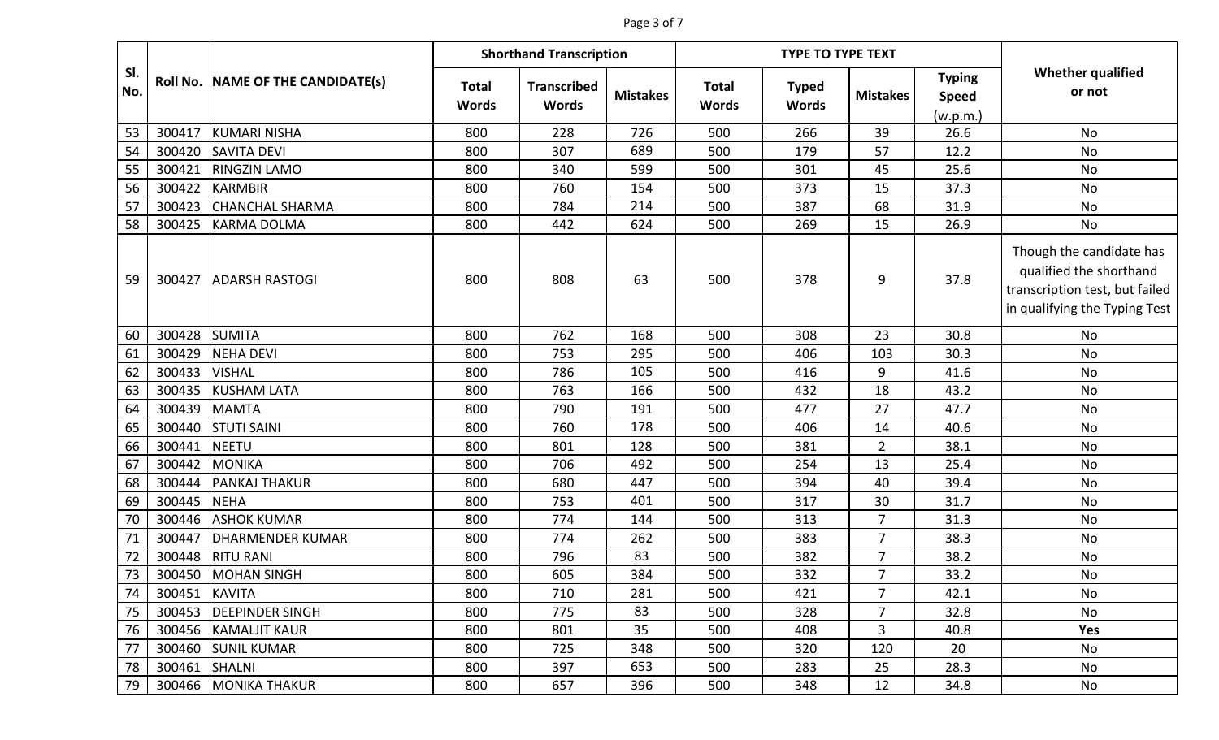| Sl. No. | Roll No. | NAME OF THE CANDIDATE(s) | Shorthand Transcription | | | TYPE TO TYPE TEXT | | | | Whether qualified or not |
|---|---|---|---|---|---|---|---|---|---|---|
| | | | Total Words | Transcribed Words | Mistakes | Total Words | Typed Words | Mistakes | Typing Speed (w.p.m.) | |
| 53 | 300417 | KUMARI NISHA | 800 | 228 | 726 | 500 | 266 | 39 | 26.6 | No |
| 54 | 300420 | SAVITA DEVI | 800 | 307 | 689 | 500 | 179 | 57 | 12.2 | No |
| 55 | 300421 | RINGZIN LAMO | 800 | 340 | 599 | 500 | 301 | 45 | 25.6 | No |
| 56 | 300422 | KARMBIR | 800 | 760 | 154 | 500 | 373 | 15 | 37.3 | No |
| 57 | 300423 | CHANCHAL SHARMA | 800 | 784 | 214 | 500 | 387 | 68 | 31.9 | No |
| 58 | 300425 | KARMA DOLMA | 800 | 442 | 624 | 500 | 269 | 15 | 26.9 | No |
| 59 | 300427 | ADARSH RASTOGI | 800 | 808 | 63 | 500 | 378 | 9 | 37.8 | Though the candidate has qualified the shorthand transcription test, but failed in qualifying the Typing Test |
| 60 | 300428 | SUMITA | 800 | 762 | 168 | 500 | 308 | 23 | 30.8 | No |
| 61 | 300429 | NEHA DEVI | 800 | 753 | 295 | 500 | 406 | 103 | 30.3 | No |
| 62 | 300433 | VISHAL | 800 | 786 | 105 | 500 | 416 | 9 | 41.6 | No |
| 63 | 300435 | KUSHAM LATA | 800 | 763 | 166 | 500 | 432 | 18 | 43.2 | No |
| 64 | 300439 | MAMTA | 800 | 790 | 191 | 500 | 477 | 27 | 47.7 | No |
| 65 | 300440 | STUTI SAINI | 800 | 760 | 178 | 500 | 406 | 14 | 40.6 | No |
| 66 | 300441 | NEETU | 800 | 801 | 128 | 500 | 381 | 2 | 38.1 | No |
| 67 | 300442 | MONIKA | 800 | 706 | 492 | 500 | 254 | 13 | 25.4 | No |
| 68 | 300444 | PANKAJ THAKUR | 800 | 680 | 447 | 500 | 394 | 40 | 39.4 | No |
| 69 | 300445 | NEHA | 800 | 753 | 401 | 500 | 317 | 30 | 31.7 | No |
| 70 | 300446 | ASHOK KUMAR | 800 | 774 | 144 | 500 | 313 | 7 | 31.3 | No |
| 71 | 300447 | DHARMENDER KUMAR | 800 | 774 | 262 | 500 | 383 | 7 | 38.3 | No |
| 72 | 300448 | RITU RANI | 800 | 796 | 83 | 500 | 382 | 7 | 38.2 | No |
| 73 | 300450 | MOHAN SINGH | 800 | 605 | 384 | 500 | 332 | 7 | 33.2 | No |
| 74 | 300451 | KAVITA | 800 | 710 | 281 | 500 | 421 | 7 | 42.1 | No |
| 75 | 300453 | DEEPINDER SINGH | 800 | 775 | 83 | 500 | 328 | 7 | 32.8 | No |
| 76 | 300456 | KAMALJIT KAUR | 800 | 801 | 35 | 500 | 408 | 3 | 40.8 | **Yes** |
| 77 | 300460 | SUNIL KUMAR | 800 | 725 | 348 | 500 | 320 | 120 | 20 | No |
| 78 | 300461 | SHALNI | 800 | 397 | 653 | 500 | 283 | 25 | 28.3 | No |
| 79 | 300466 | MONIKA THAKUR | 800 | 657 | 396 | 500 | 348 | 12 | 34.8 | No |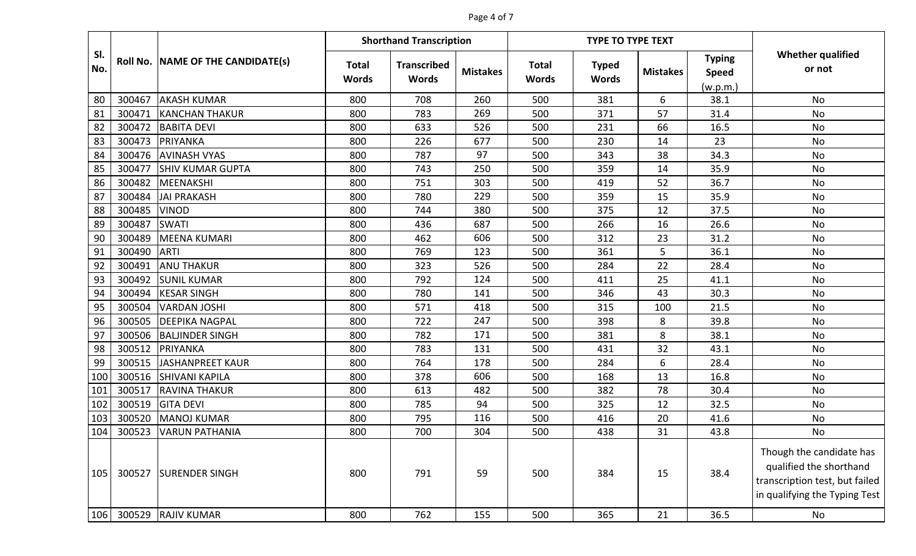| Sl. No. | Roll No. | NAME OF THE CANDIDATE(s) | Shorthand Transcription | | | TYPE TO TYPE TEXT | | | | Whether qualified or not |
|---|---|---|---|---|---|---|---|---|---|---|
| | | | Total Words | Transcribed Words | Mistakes | Total Words | Typed Words | Mistakes | Typing Speed (w.p.m.) | |
| 80 | 300467 | AKASH KUMAR | 800 | 708 | 260 | 500 | 381 | 6 | 38.1 | No |
| 81 | 300471 | KANCHAN THAKUR | 800 | 783 | 269 | 500 | 371 | 57 | 31.4 | No |
| 82 | 300472 | BABITA DEVI | 800 | 633 | 526 | 500 | 231 | 66 | 16.5 | No |
| 83 | 300473 | PRIYANKA | 800 | 226 | 677 | 500 | 230 | 14 | 23 | No |
| 84 | 300476 | AVINASH VYAS | 800 | 787 | 97 | 500 | 343 | 38 | 34.3 | No |
| 85 | 300477 | SHIV KUMAR GUPTA | 800 | 743 | 250 | 500 | 359 | 14 | 35.9 | No |
| 86 | 300482 | MEENAKSHI | 800 | 751 | 303 | 500 | 419 | 52 | 36.7 | No |
| 87 | 300484 | JAI PRAKASH | 800 | 780 | 229 | 500 | 359 | 15 | 35.9 | No |
| 88 | 300485 | VINOD | 800 | 744 | 380 | 500 | 375 | 12 | 37.5 | No |
| 89 | 300487 | SWATI | 800 | 436 | 687 | 500 | 266 | 16 | 26.6 | No |
| 90 | 300489 | MEENA KUMARI | 800 | 462 | 606 | 500 | 312 | 23 | 31.2 | No |
| 91 | 300490 | ARTI | 800 | 769 | 123 | 500 | 361 | 5 | 36.1 | No |
| 92 | 300491 | ANU THAKUR | 800 | 323 | 526 | 500 | 284 | 22 | 28.4 | No |
| 93 | 300492 | SUNIL KUMAR | 800 | 792 | 124 | 500 | 411 | 25 | 41.1 | No |
| 94 | 300494 | KESAR SINGH | 800 | 780 | 141 | 500 | 346 | 43 | 30.3 | No |
| 95 | 300504 | VARDAN JOSHI | 800 | 571 | 418 | 500 | 315 | 100 | 21.5 | No |
| 96 | 300505 | DEEPIKA NAGPAL | 800 | 722 | 247 | 500 | 398 | 8 | 39.8 | No |
| 97 | 300506 | BALJINDER SINGH | 800 | 782 | 171 | 500 | 381 | 8 | 38.1 | No |
| 98 | 300512 | PRIYANKA | 800 | 783 | 131 | 500 | 431 | 32 | 43.1 | No |
| 99 | 300515 | JASHANPREET KAUR | 800 | 764 | 178 | 500 | 284 | 6 | 28.4 | No |
| 100 | 300516 | SHIVANI KAPILA | 800 | 378 | 606 | 500 | 168 | 13 | 16.8 | No |
| 101 | 300517 | RAVINA THAKUR | 800 | 613 | 482 | 500 | 382 | 78 | 30.4 | No |
| 102 | 300519 | GITA DEVI | 800 | 785 | 94 | 500 | 325 | 12 | 32.5 | No |
| 103 | 300520 | MANOJ KUMAR | 800 | 795 | 116 | 500 | 416 | 20 | 41.6 | No |
| 104 | 300523 | VARUN PATHANIA | 800 | 700 | 304 | 500 | 438 | 31 | 43.8 | No |
| 105 | 300527 | SURENDER SINGH | 800 | 791 | 59 | 500 | 384 | 15 | 38.4 | Though the candidate has qualified the shorthand transcription test, but failed in qualifying the Typing Test |
| 106 | 300529 | RAJIV KUMAR | 800 | 762 | 155 | 500 | 365 | 21 | 36.5 | No |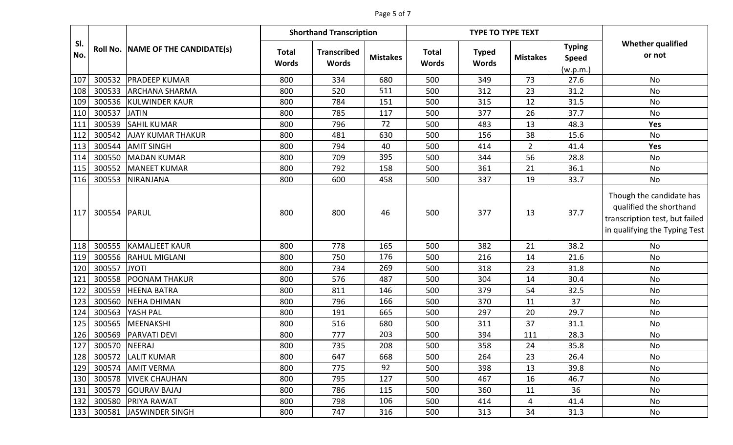| Sl. No. | Roll No. | NAME OF THE CANDIDATE(s) | Shorthand Transcription | | | TYPE TO TYPE TEXT | | | | Whether qualified or not |
|---|---|---|---|---|---|---|---|---|---|---|
| | | | Total Words | Transcribed Words | Mistakes | Total Words | Typed Words | Mistakes | Typing Speed (w.p.m.) | |
| 107 | 300532 | PRADEEP KUMAR | 800 | 334 | 680 | 500 | 349 | 73 | 27.6 | No |
| 108 | 300533 | ARCHANA SHARMA | 800 | 520 | 511 | 500 | 312 | 23 | 31.2 | No |
| 109 | 300536 | KULWINDER KAUR | 800 | 784 | 151 | 500 | 315 | 12 | 31.5 | No |
| 110 | 300537 | JATIN | 800 | 785 | 117 | 500 | 377 | 26 | 37.7 | No |
| 111 | 300539 | SAHIL KUMAR | 800 | 796 | 72 | 500 | 483 | 13 | 48.3 | **Yes** |
| 112 | 300542 | AJAY KUMAR THAKUR | 800 | 481 | 630 | 500 | 156 | 38 | 15.6 | No |
| 113 | 300544 | AMIT SINGH | 800 | 794 | 40 | 500 | 414 | 2 | 41.4 | **Yes** |
| 114 | 300550 | MADAN KUMAR | 800 | 709 | 395 | 500 | 344 | 56 | 28.8 | No |
| 115 | 300552 | MANEET KUMAR | 800 | 792 | 158 | 500 | 361 | 21 | 36.1 | No |
| 116 | 300553 | NIRANJANA | 800 | 600 | 458 | 500 | 337 | 19 | 33.7 | No |
| 117 | 300554 | PARUL | 800 | 800 | 46 | 500 | 377 | 13 | 37.7 | Though the candidate has qualified the shorthand transcription test, but failed in qualifying the Typing Test |
| 118 | 300555 | KAMALJEET KAUR | 800 | 778 | 165 | 500 | 382 | 21 | 38.2 | No |
| 119 | 300556 | RAHUL MIGLANI | 800 | 750 | 176 | 500 | 216 | 14 | 21.6 | No |
| 120 | 300557 | JYOTI | 800 | 734 | 269 | 500 | 318 | 23 | 31.8 | No |
| 121 | 300558 | POONAM THAKUR | 800 | 576 | 487 | 500 | 304 | 14 | 30.4 | No |
| 122 | 300559 | HEENA BATRA | 800 | 811 | 146 | 500 | 379 | 54 | 32.5 | No |
| 123 | 300560 | NEHA DHIMAN | 800 | 796 | 166 | 500 | 370 | 11 | 37 | No |
| 124 | 300563 | YASH PAL | 800 | 191 | 665 | 500 | 297 | 20 | 29.7 | No |
| 125 | 300565 | MEENAKSHI | 800 | 516 | 680 | 500 | 311 | 37 | 31.1 | No |
| 126 | 300569 | PARVATI DEVI | 800 | 777 | 203 | 500 | 394 | 111 | 28.3 | No |
| 127 | 300570 | NEERAJ | 800 | 735 | 208 | 500 | 358 | 24 | 35.8 | No |
| 128 | 300572 | LALIT KUMAR | 800 | 647 | 668 | 500 | 264 | 23 | 26.4 | No |
| 129 | 300574 | AMIT VERMA | 800 | 775 | 92 | 500 | 398 | 13 | 39.8 | No |
| 130 | 300578 | VIVEK CHAUHAN | 800 | 795 | 127 | 500 | 467 | 16 | 46.7 | No |
| 131 | 300579 | GOURAV BAJAJ | 800 | 786 | 115 | 500 | 360 | 11 | 36 | No |
| 132 | 300580 | PRIYA RAWAT | 800 | 798 | 106 | 500 | 414 | 4 | 41.4 | No |
| 133 | 300581 | JASWINDER SINGH | 800 | 747 | 316 | 500 | 313 | 34 | 31.3 | No |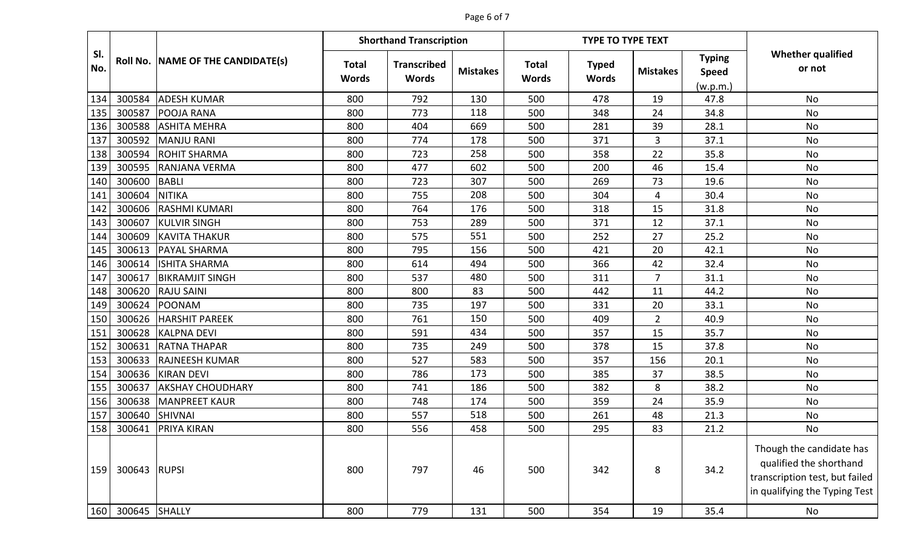| Sl. No. | Roll No. | NAME OF THE CANDIDATE(s) | Shorthand Transcription | | | TYPE TO TYPE TEXT | | | | Whether qualified or not |
|---|---|---|---|---|---|---|---|---|---|---|
| | | | Total Words | Transcribed Words | Mistakes | Total Words | Typed Words | Mistakes | Typing Speed (w.p.m.) | |
| 134 | 300584 | ADESH KUMAR | 800 | 792 | 130 | 500 | 478 | 19 | 47.8 | No |
| 135 | 300587 | POOJA RANA | 800 | 773 | 118 | 500 | 348 | 24 | 34.8 | No |
| 136 | 300588 | ASHITA MEHRA | 800 | 404 | 669 | 500 | 281 | 39 | 28.1 | No |
| 137 | 300592 | MANJU RANI | 800 | 774 | 178 | 500 | 371 | 3 | 37.1 | No |
| 138 | 300594 | ROHIT SHARMA | 800 | 723 | 258 | 500 | 358 | 22 | 35.8 | No |
| 139 | 300595 | RANJANA VERMA | 800 | 477 | 602 | 500 | 200 | 46 | 15.4 | No |
| 140 | 300600 | BABLI | 800 | 723 | 307 | 500 | 269 | 73 | 19.6 | No |
| 141 | 300604 | NITIKA | 800 | 755 | 208 | 500 | 304 | 4 | 30.4 | No |
| 142 | 300606 | RASHMI KUMARI | 800 | 764 | 176 | 500 | 318 | 15 | 31.8 | No |
| 143 | 300607 | KULVIR SINGH | 800 | 753 | 289 | 500 | 371 | 12 | 37.1 | No |
| 144 | 300609 | KAVITA THAKUR | 800 | 575 | 551 | 500 | 252 | 27 | 25.2 | No |
| 145 | 300613 | PAYAL SHARMA | 800 | 795 | 156 | 500 | 421 | 20 | 42.1 | No |
| 146 | 300614 | ISHITA SHARMA | 800 | 614 | 494 | 500 | 366 | 42 | 32.4 | No |
| 147 | 300617 | BIKRAMJIT SINGH | 800 | 537 | 480 | 500 | 311 | 7 | 31.1 | No |
| 148 | 300620 | RAJU SAINI | 800 | 800 | 83 | 500 | 442 | 11 | 44.2 | No |
| 149 | 300624 | POONAM | 800 | 735 | 197 | 500 | 331 | 20 | 33.1 | No |
| 150 | 300626 | HARSHIT PAREEK | 800 | 761 | 150 | 500 | 409 | 2 | 40.9 | No |
| 151 | 300628 | KALPNA DEVI | 800 | 591 | 434 | 500 | 357 | 15 | 35.7 | No |
| 152 | 300631 | RATNA THAPAR | 800 | 735 | 249 | 500 | 378 | 15 | 37.8 | No |
| 153 | 300633 | RAJNEESH KUMAR | 800 | 527 | 583 | 500 | 357 | 156 | 20.1 | No |
| 154 | 300636 | KIRAN DEVI | 800 | 786 | 173 | 500 | 385 | 37 | 38.5 | No |
| 155 | 300637 | AKSHAY CHOUDHARY | 800 | 741 | 186 | 500 | 382 | 8 | 38.2 | No |
| 156 | 300638 | MANPREET KAUR | 800 | 748 | 174 | 500 | 359 | 24 | 35.9 | No |
| 157 | 300640 | SHIVNAI | 800 | 557 | 518 | 500 | 261 | 48 | 21.3 | No |
| 158 | 300641 | PRIYA KIRAN | 800 | 556 | 458 | 500 | 295 | 83 | 21.2 | No |
| 159 | 300643 | RUPSI | 800 | 797 | 46 | 500 | 342 | 8 | 34.2 | Though the candidate has qualified the shorthand transcription test, but failed in qualifying the Typing Test |
| 160 | 300645 | SHALLY | 800 | 779 | 131 | 500 | 354 | 19 | 35.4 | No |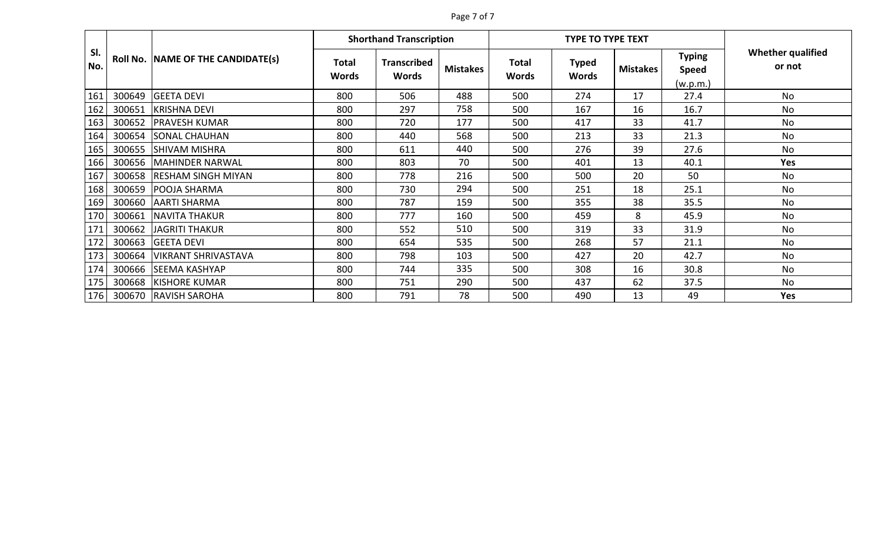| Sl. No. | Roll No. | NAME OF THE CANDIDATE(s) | Shorthand Transcription | | | TYPE TO TYPE TEXT | | | | Whether qualified or not |
|---|---|---|---|---|---|---|---|---|---|---|
| | | | Total Words | Transcribed Words | Mistakes | Total Words | Typed Words | Mistakes | Typing Speed (w.p.m.) | |
| 161 | 300649 | GEETA DEVI | 800 | 506 | 488 | 500 | 274 | 17 | 27.4 | No |
| 162 | 300651 | KRISHNA DEVI | 800 | 297 | 758 | 500 | 167 | 16 | 16.7 | No |
| 163 | 300652 | PRAVESH KUMAR | 800 | 720 | 177 | 500 | 417 | 33 | 41.7 | No |
| 164 | 300654 | SONAL CHAUHAN | 800 | 440 | 568 | 500 | 213 | 33 | 21.3 | No |
| 165 | 300655 | SHIVAM MISHRA | 800 | 611 | 440 | 500 | 276 | 39 | 27.6 | No |
| 166 | 300656 | MAHINDER NARWAL | 800 | 803 | 70 | 500 | 401 | 13 | 40.1 | **Yes** |
| 167 | 300658 | RESHAM SINGH MIYAN | 800 | 778 | 216 | 500 | 500 | 20 | 50 | No |
| 168 | 300659 | POOJA SHARMA | 800 | 730 | 294 | 500 | 251 | 18 | 25.1 | No |
| 169 | 300660 | AARTI SHARMA | 800 | 787 | 159 | 500 | 355 | 38 | 35.5 | No |
| 170 | 300661 | NAVITA THAKUR | 800 | 777 | 160 | 500 | 459 | 8 | 45.9 | No |
| 171 | 300662 | JAGRITI THAKUR | 800 | 552 | 510 | 500 | 319 | 33 | 31.9 | No |
| 172 | 300663 | GEETA DEVI | 800 | 654 | 535 | 500 | 268 | 57 | 21.1 | No |
| 173 | 300664 | VIKRANT SHRIVASTAVA | 800 | 798 | 103 | 500 | 427 | 20 | 42.7 | No |
| 174 | 300666 | SEEMA KASHYAP | 800 | 744 | 335 | 500 | 308 | 16 | 30.8 | No |
| 175 | 300668 | KISHORE KUMAR | 800 | 751 | 290 | 500 | 437 | 62 | 37.5 | No |
| 176 | 300670 | RAVISH SAROHA | 800 | 791 | 78 | 500 | 490 | 13 | 49 | **Yes** |